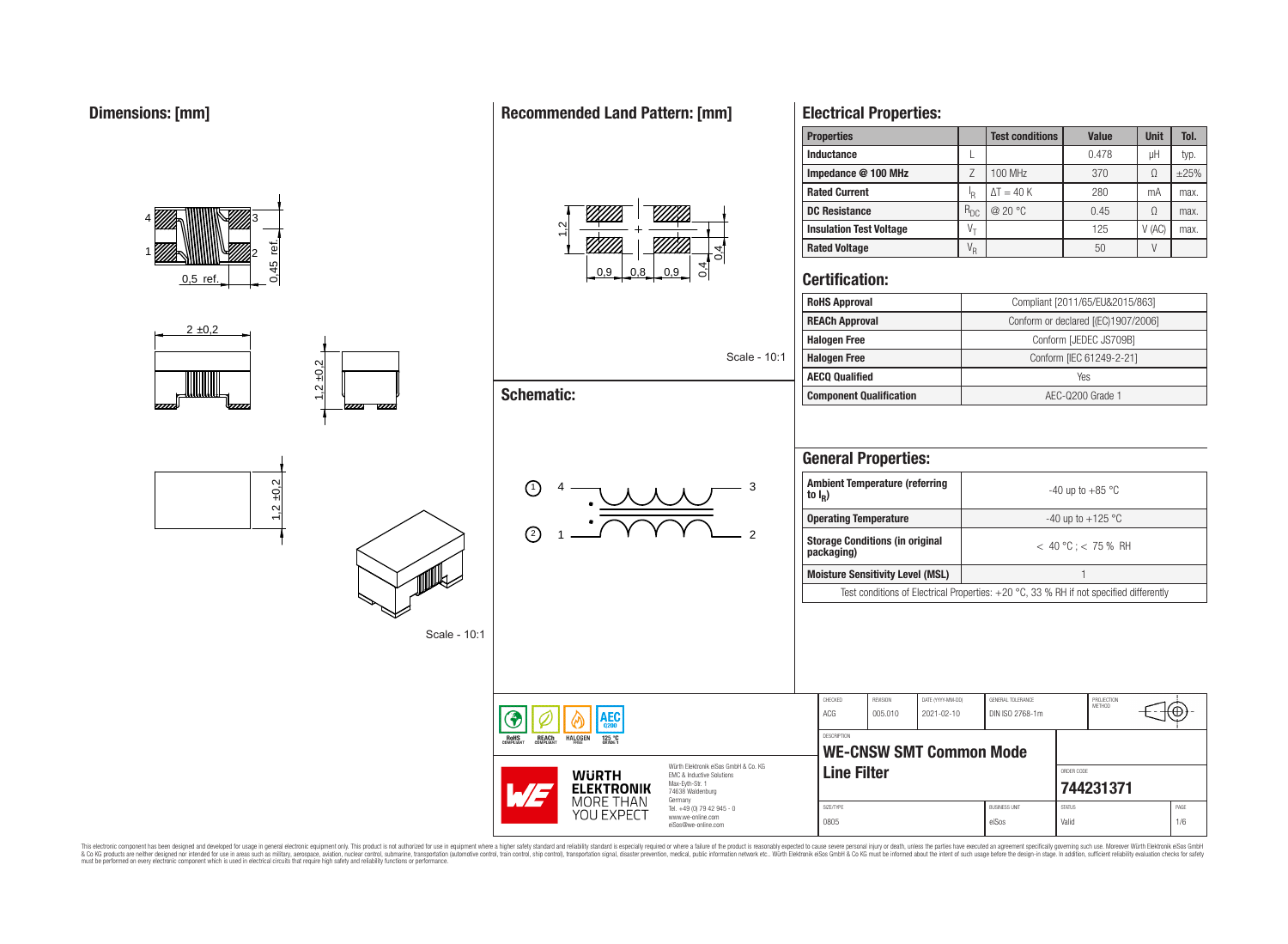## Dimensions: [mm]

0,5 ref.

0,45 ref.

2 ±0,2

1,2 ±0,2

1,2 ±0,2

Scale - 10:1

## Recommended Land Pattern: [mm]

1,2

0,9 0,8 0,9

0,4 0,4

Scale - 10:1

## Schematic:

① 4 — 3

② 1 — 2

## Electrical Properties:

| Properties | | Test conditions | Value | Unit | Tol. |
|---|---|---|---|---|---|
| Inductance | L | | 0.478 | µH | typ. |
| Impedance @ 100 MHz | Z | 100 MHz | 370 | Ω | ±25% |
| Rated Current | $I_R$ | $\Delta T = 40$ K | 280 | mA | max. |
| DC Resistance | $R_{DC}$ | @ 20 °C | 0.45 | Ω | max. |
| Insulation Test Voltage | $V_T$ | | 125 | V (AC) | max. |
| Rated Voltage | $V_R$ | | 50 | V | |

## Certification:

| | |
|---|---|
| RoHS Approval | Compliant [2011/65/EU&2015/863] |
| REACh Approval | Conform or declared [(EC)1907/2006] |
| Halogen Free | Conform [JEDEC JS709B] |
| Halogen Free | Conform [IEC 61249-2-21] |
| AECQ Qualified | Yes |
| Component Qualification | AEC-Q200 Grade 1 |

## General Properties:

| | |
|---|---|
| Ambient Temperature (referring to $I_R$) | -40 up to +85 °C |
| Operating Temperature | -40 up to +125 °C |
| Storage Conditions (in original packaging) | < 40 °C ; < 75 % RH |
| Moisture Sensitivity Level (MSL) | 1 |

Test conditions of Electrical Properties: +20 °C, 33 % RH if not specified differently

| CHECKED | REVISION | DATE (YYYY-MM-DD) | GENERAL TOLERANCE | PROJECTION METHOD |
|---|---|---|---|---|
| ACG | 005.010 | 2021-02-10 | DIN ISO 2768-1m | |

DESCRIPTION

**WE-CNSW SMT Common Mode Line Filter**

ORDER CODE: **744231371**

SIZE/TYPE: 0805 | BUSINESS UNIT: eiSos | STATUS: Valid

RoHS COMPLIANT · REACh COMPLIANT · HALOGEN FREE · AEC Q200 125 °C GRADE 1

Würth Elektronik eiSos GmbH & Co. KG
EMC & Inductive Solutions
Max-Eyth-Str. 1
74638 Waldenburg
Germany
Tel. +49 (0) 79 42 945 - 0
www.we-online.com
eiSos@we-online.com

WÜRTH ELEKTRONIK MORE THAN YOU EXPECT

This electronic component has been designed and developed for usage in general electronic equipment only. This product is not authorized for use in equipment where a higher safety standard and reliability standard is especially required or where a failure of the product is reasonably expected to cause severe personal injury or death, unless the parties have executed an agreement specifically governing such use. Moreover Würth Elektronik eiSos GmbH & Co KG products are neither designed nor intended for use in areas such as military, aerospace, aviation, nuclear control, submarine, transportation (automotive control, train control, ship control), transportation signal, disaster prevention, medical, public information network etc.. Würth Elektronik eiSos GmbH & Co KG must be informed about the intent of such usage before the design-in stage. In addition, sufficient reliability evaluation checks for safety must be performed on every electronic component which is used in electrical circuits that require high safety and reliability functions or performance.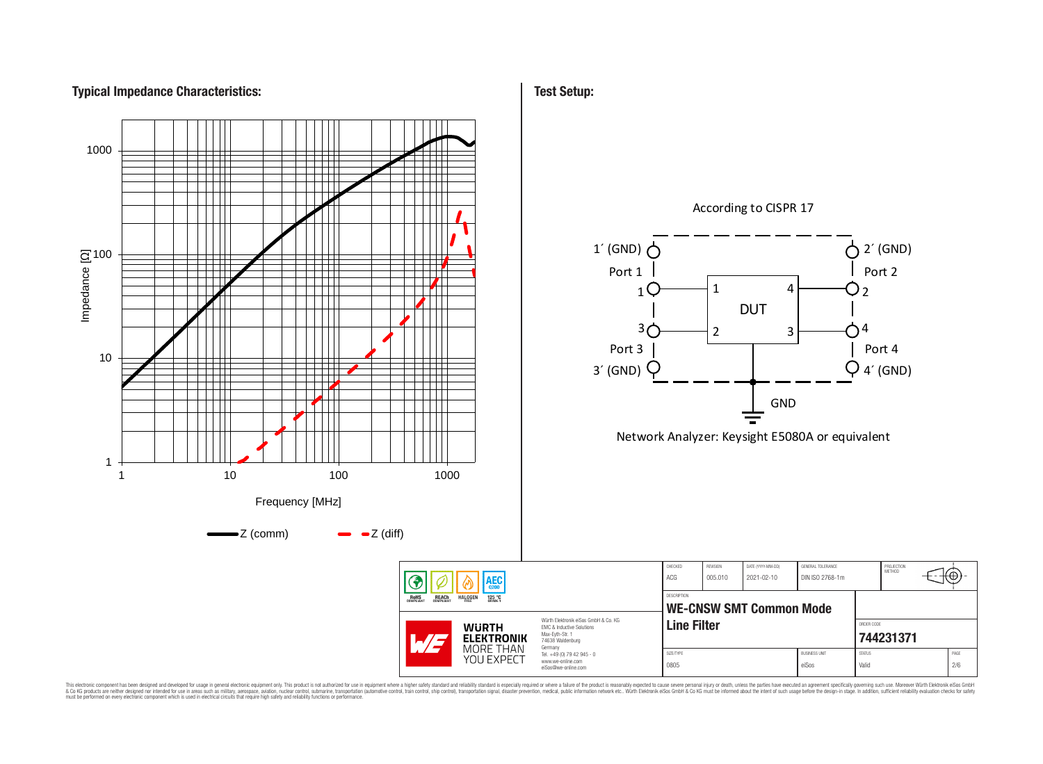## Typical Impedance Characteristics:

Impedance [Ω]

Frequency [MHz]

Z (comm) — Z (diff)

## Test Setup:

According to CISPR 17

1´ (GND), Port 1, 1, 3, Port 3, 3´ (GND), DUT, 2´ (GND), Port 2, 2, 4, Port 4, 4´ (GND), GND

Network Analyzer: Keysight E5080A or equivalent

| CHECKED | REVISION | DATE (YYYY-MM-DD) | GENERAL TOLERANCE | PROJECTION METHOD |
|---|---|---|---|---|
| ACG | 005.010 | 2021-02-10 | DIN ISO 2768-1m | |

| DESCRIPTION | ORDER CODE |
|---|---|
| **WE-CNSW SMT Common Mode Line Filter** | **744231371** |

| SIZE/TYPE | BUSINESS UNIT | STATUS | PAGE |
|---|---|---|---|
| 0805 | eiSos | Valid | 2/6 |

RoHS COMPLIANT, REACh COMPLIANT, HALOGEN FREE, AEC Q200, 125 °C GRADE 1

Würth Elektronik eiSos GmbH & Co. KG
EMC & Inductive Solutions
Max-Eyth-Str. 1
74638 Waldenburg
Germany
Tel. +49 (0) 79 42 945 - 0
www.we-online.com
eiSos@we-online.com

WÜRTH ELEKTRONIK MORE THAN YOU EXPECT

This electronic component has been designed and developed for usage in general electronic equipment only. This product is not authorized for use in equipment where a higher safety standard and reliability standard is especially required or where a failure of the product is reasonably expected to cause severe personal injury or death, unless the parties have executed an agreement specifically governing such use. Moreover Würth Elektronik eiSos GmbH & Co KG products are neither designed nor intended for use in areas such as military, aerospace, aviation, nuclear control, submarine, transportation (automotive control, train control, ship control), transportation signal, disaster prevention, medical, public information network etc.. Würth Elektronik eiSos GmbH & Co KG must be informed about the intent of such usage before the design-in stage. In addition, sufficient reliability evaluation checks for safety must be performed on every electronic component which is used in electrical circuits that require high safety and reliability functions or performance.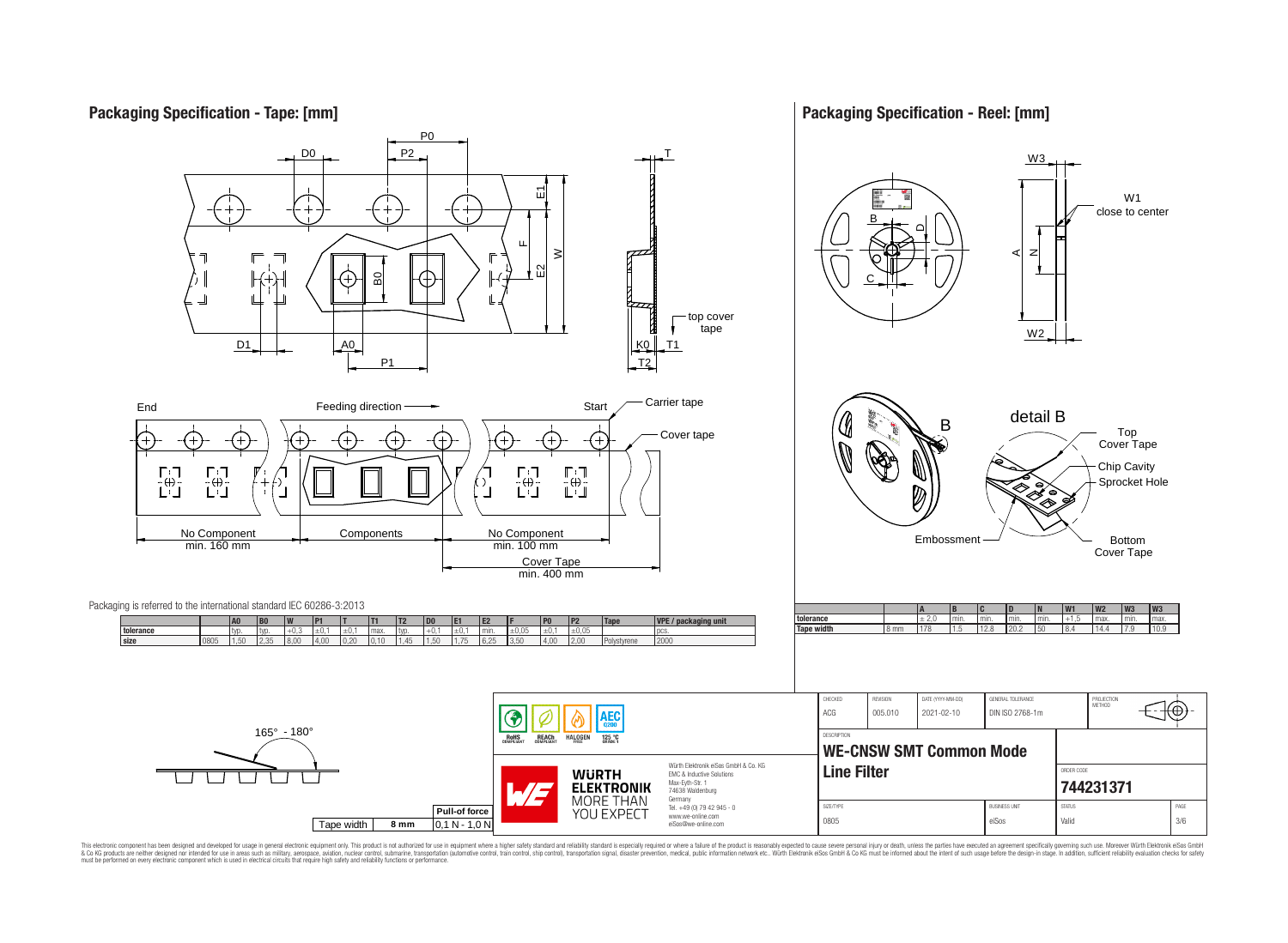## Packaging Specification - Tape: [mm]

End — Feeding direction — Start

Carrier tape
Cover tape

No Component min. 160 mm — Components — No Component min. 100 mm

Cover Tape min. 400 mm

top cover tape

Packaging is referred to the international standard IEC 60286-3:2013

| | | A0 | B0 | W | P1 | T | T1 | T2 | D0 | E1 | E2 | F | P0 | P2 | Tape | VPE / packaging unit |
|---|---|---|---|---|---|---|---|---|---|---|---|---|---|---|---|---|
| tolerance | | typ. | typ. | +0,3 | ±0,1 | ±0,1 | max. | typ. | +0,1 | ±0,1 | min. | ±0,05 | ±0,1 | ±0,05 | | pcs. |
| size | 0805 | 1,50 | 2,35 | 8,00 | 4,00 | 0,20 | 0,10 | 1,45 | 1,50 | 1,75 | 6,25 | 3,50 | 4,00 | 2,00 | Polystyrene | 2000 |

165° - 180°

| Tape width | 8 mm | Pull-of force 0,1 N - 1,0 N |
|---|---|---|

## Packaging Specification - Reel: [mm]

W1 close to center

detail B

Top Cover Tape
Chip Cavity
Sprocket Hole
Embossment
Bottom Cover Tape

| | | A | B | C | D | N | W1 | W2 | W3 | W3 |
|---|---|---|---|---|---|---|---|---|---|---|
| tolerance | | ± 2,0 | min. | min. | min. | min. | +1,5 | max. | min. | max. |
| Tape width | 8 mm | 178 | 1.5 | 12.8 | 20.2 | 50 | 8.4 | 14.4 | 7.9 | 10.9 |

RoHS COMPLIANT · REACh COMPLIANT · HALOGEN FREE · 125 °C GRADE 1 · AEC Q200

Würth Elektronik eiSos GmbH & Co. KG
EMC & Inductive Solutions
Max-Eyth-Str. 1
74638 Waldenburg
Germany
Tel. +49 (0) 79 42 945 - 0
www.we-online.com
eiSos@we-online.com

| CHECKED | REVISION | DATE (YYYY-MM-DD) | GENERAL TOLERANCE | PROJECTION METHOD |
|---|---|---|---|---|
| ACG | 005.010 | 2021-02-10 | DIN ISO 2768-1m | |

DESCRIPTION
**WE-CNSW SMT Common Mode Line Filter**

ORDER CODE
**744231371**

| SIZE/TYPE | BUSINESS UNIT | STATUS | PAGE |
|---|---|---|---|
| 0805 | eiSos | Valid | 3/6 |

This electronic component has been designed and developed for usage in general electronic equipment only. This product is not authorized for use in equipment where a higher safety standard and reliability standard is especially required or where a failure of the product is reasonably expected to cause severe personal injury or death, unless the parties have executed an agreement specifically governing such use. Moreover Würth Elektronik eiSos GmbH & Co KG products are neither designed nor intended for use in areas such as military, aerospace, aviation, nuclear control, submarine, transportation (automotive control, train control, ship control), transportation signal, disaster prevention, medical, public information network etc.. Würth Elektronik eiSos GmbH & Co KG must be informed about the intent of such usage before the design-in stage. In addition, sufficient reliability evaluation checks for safety must be performed on every electronic component which is used in electrical circuits that require high safety and reliability functions or performance.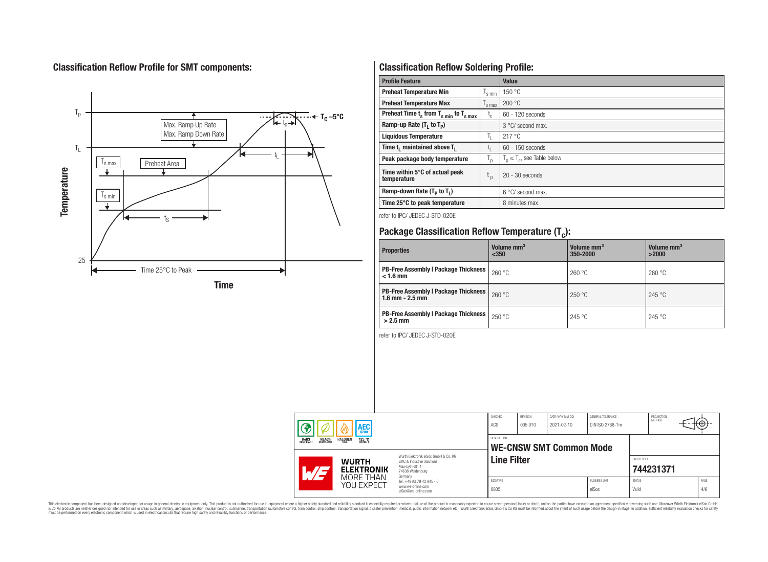## Classification Reflow Profile for SMT components:

## Classification Reflow Soldering Profile:

| Profile Feature | | Value |
|---|---|---|
| Preheat Temperature Min | $T_{s\ min}$ | 150 °C |
| Preheat Temperature Max | $T_{s\ max}$ | 200 °C |
| Preheat Time $t_s$ from $T_{s\ min}$ to $T_{s\ max}$ | $t_s$ | 60 - 120 seconds |
| Ramp-up Rate ($T_L$ to $T_P$) | | 3 °C/ second max. |
| Liquidous Temperature | $T_L$ | 217 °C |
| Time $t_L$ maintained above $T_L$ | $t_L$ | 60 - 150 seconds |
| Peak package body temperature | $T_p$ | $T_p \leq T_c$, see Table below |
| Time within 5°C of actual peak temperature | $t_p$ | 20 - 30 seconds |
| Ramp-down Rate ($T_P$ to $T_L$) | | 6 °C/ second max. |
| Time 25°C to peak temperature | | 8 minutes max. |

refer to IPC/ JEDEC J-STD-020E

## Package Classification Reflow Temperature ($T_c$):

| Properties | Volume mm³ <350 | Volume mm³ 350-2000 | Volume mm³ >2000 |
|---|---|---|---|
| PB-Free Assembly \| Package Thickness < 1.6 mm | 260 °C | 260 °C | 260 °C |
| PB-Free Assembly \| Package Thickness 1.6 mm - 2.5 mm | 260 °C | 250 °C | 245 °C |
| PB-Free Assembly \| Package Thickness > 2.5 mm | 250 °C | 245 °C | 245 °C |

refer to IPC/ JEDEC J-STD-020E

| CHECKED | REVISION | DATE (YYYY-MM-DD) | GENERAL TOLERANCE | PROJECTION METHOD |
|---|---|---|---|---|
| ACG | 005.010 | 2021-02-10 | DIN ISO 2768-1m | |

DESCRIPTION: **WE-CNSW SMT Common Mode Line Filter**

ORDER CODE: **744231371**

| SIZE/TYPE | BUSINESS UNIT | STATUS | PAGE |
|---|---|---|---|
| 0805 | eiSos | Valid | 4/6 |

Würth Elektronik eiSos GmbH & Co. KG
EMC & Inductive Solutions
Max-Eyth-Str. 1
74638 Waldenburg
Germany
Tel. +49 (0) 79 42 945 - 0
www.we-online.com
eiSos@we-online.com

This electronic component has been designed and developed for usage in general electronic equipment only. This product is not authorized for use in equipment where a higher safety standard and reliability standard is especially required or where a failure of the product is reasonably expected to cause severe personal injury or death, unless the parties have executed an agreement specifically governing such use. Moreover Würth Elektronik eiSos GmbH & Co KG products are neither designed nor intended for use in areas such as military, aerospace, aviation, nuclear control, submarine, transportation (automotive control, train control, ship control), transportation signal, disaster prevention, medical, public information network etc.. Würth Elektronik eiSos GmbH & Co KG must be informed about the intent of such usage before the design-in stage. In addition, sufficient reliability evaluation checks for safety must be performed on every electronic component which is used in electrical circuits that require high safety and reliability functions or performance.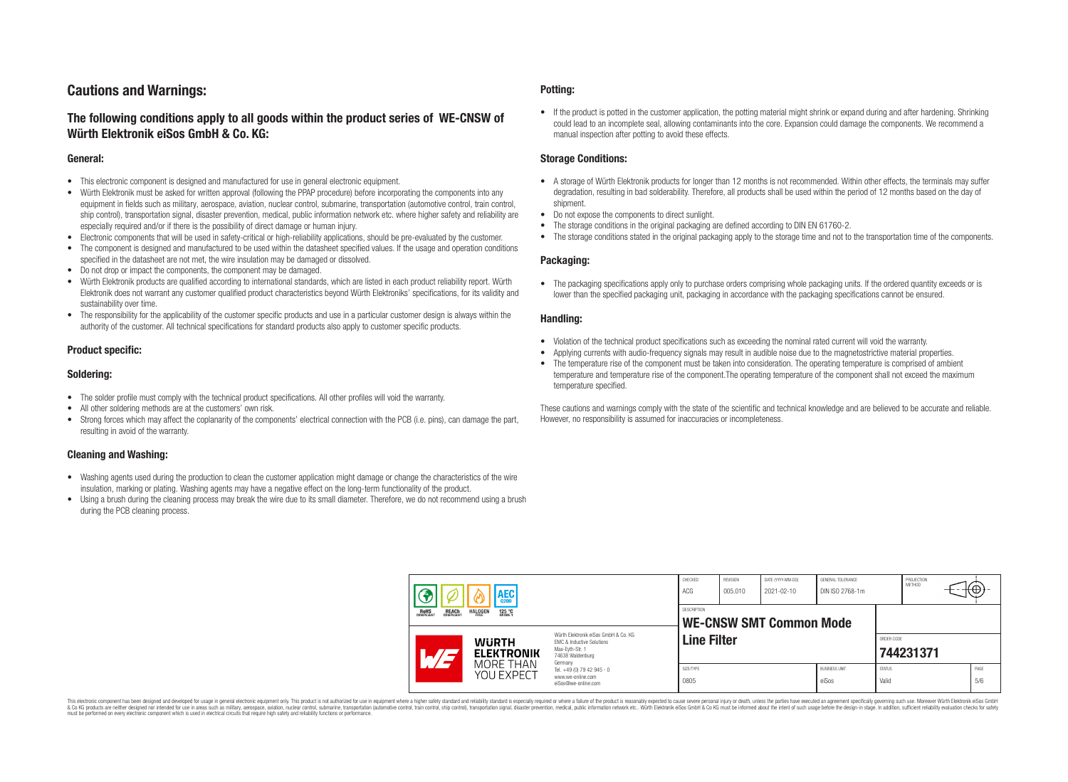# Cautions and Warnings:

## The following conditions apply to all goods within the product series of WE-CNSW of Würth Elektronik eiSos GmbH & Co. KG:

### General:

- This electronic component is designed and manufactured for use in general electronic equipment.
- Würth Elektronik must be asked for written approval (following the PPAP procedure) before incorporating the components into any equipment in fields such as military, aerospace, aviation, nuclear control, submarine, transportation (automotive control, train control, ship control), transportation signal, disaster prevention, medical, public information network etc. where higher safety and reliability are especially required and/or if there is the possibility of direct damage or human injury.
- Electronic components that will be used in safety-critical or high-reliability applications, should be pre-evaluated by the customer.
- The component is designed and manufactured to be used within the datasheet specified values. If the usage and operation conditions specified in the datasheet are not met, the wire insulation may be damaged or dissolved.
- Do not drop or impact the components, the component may be damaged.
- Würth Elektronik products are qualified according to international standards, which are listed in each product reliability report. Würth Elektronik does not warrant any customer qualified product characteristics beyond Würth Elektroniks' specifications, for its validity and sustainability over time.
- The responsibility for the applicability of the customer specific products and use in a particular customer design is always within the authority of the customer. All technical specifications for standard products also apply to customer specific products.

### Product specific:

### Soldering:

- The solder profile must comply with the technical product specifications. All other profiles will void the warranty.
- All other soldering methods are at the customers' own risk.
- Strong forces which may affect the coplanarity of the components' electrical connection with the PCB (i.e. pins), can damage the part, resulting in avoid of the warranty.

### Cleaning and Washing:

- Washing agents used during the production to clean the customer application might damage or change the characteristics of the wire insulation, marking or plating. Washing agents may have a negative effect on the long-term functionality of the product.
- Using a brush during the cleaning process may break the wire due to its small diameter. Therefore, we do not recommend using a brush during the PCB cleaning process.

### Potting:

- If the product is potted in the customer application, the potting material might shrink or expand during and after hardening. Shrinking could lead to an incomplete seal, allowing contaminants into the core. Expansion could damage the components. We recommend a manual inspection after potting to avoid these effects.

### Storage Conditions:

- A storage of Würth Elektronik products for longer than 12 months is not recommended. Within other effects, the terminals may suffer degradation, resulting in bad solderability. Therefore, all products shall be used within the period of 12 months based on the day of shipment.
- Do not expose the components to direct sunlight.
- The storage conditions in the original packaging are defined according to DIN EN 61760-2.
- The storage conditions stated in the original packaging apply to the storage time and not to the transportation time of the components.

### Packaging:

- The packaging specifications apply only to purchase orders comprising whole packaging units. If the ordered quantity exceeds or is lower than the specified packaging unit, packaging in accordance with the packaging specifications cannot be ensured.

### Handling:

- Violation of the technical product specifications such as exceeding the nominal rated current will void the warranty.
- Applying currents with audio-frequency signals may result in audible noise due to the magnetostrictive material properties.
- The temperature rise of the component must be taken into consideration. The operating temperature is comprised of ambient temperature and temperature rise of the component.The operating temperature of the component shall not exceed the maximum temperature specified.

These cautions and warnings comply with the state of the scientific and technical knowledge and are believed to be accurate and reliable. However, no responsibility is assumed for inaccuracies or incompleteness.

| CHECKED | REVISION | DATE (YYYY-MM-DD) | GENERAL TOLERANCE | PROJECTION METHOD |
|---|---|---|---|---|
| ACG | 005.010 | 2021-02-10 | DIN ISO 2768-1m | |

DESCRIPTION: **WE-CNSW SMT Common Mode Line Filter**

ORDER CODE: **744231371**

| SIZE/TYPE | BUSINESS UNIT | STATUS | PAGE |
|---|---|---|---|
| 0805 | eiSos | Valid | 5/6 |

Würth Elektronik eiSos GmbH & Co. KG
EMC & Inductive Solutions
Max-Eyth-Str. 1
74638 Waldenburg
Germany
Tel. +49 (0) 79 42 945 - 0
www.we-online.com
eiSos@we-online.com

This electronic component has been designed and developed for usage in general electronic equipment only. This product is not authorized for use in equipment where a higher safety standard and reliability standard is especially required or where a failure of the product is reasonably expected to cause severe personal injury or death, unless the parties have executed an agreement specifically governing such use. Moreover Würth Elektronik eiSos GmbH & Co KG products are neither designed nor intended for use in areas such as military, aerospace, aviation, nuclear control, submarine, transportation (automotive control, train control, ship control), transportation signal, disaster prevention, medical, public information network etc.. Würth Elektronik eiSos GmbH & Co KG must be informed about the intent of such usage before the design-in stage. In addition, sufficient reliability evaluation checks for safety must be performed on every electronic component which is used in electrical circuits that require high safety and reliability functions or performance.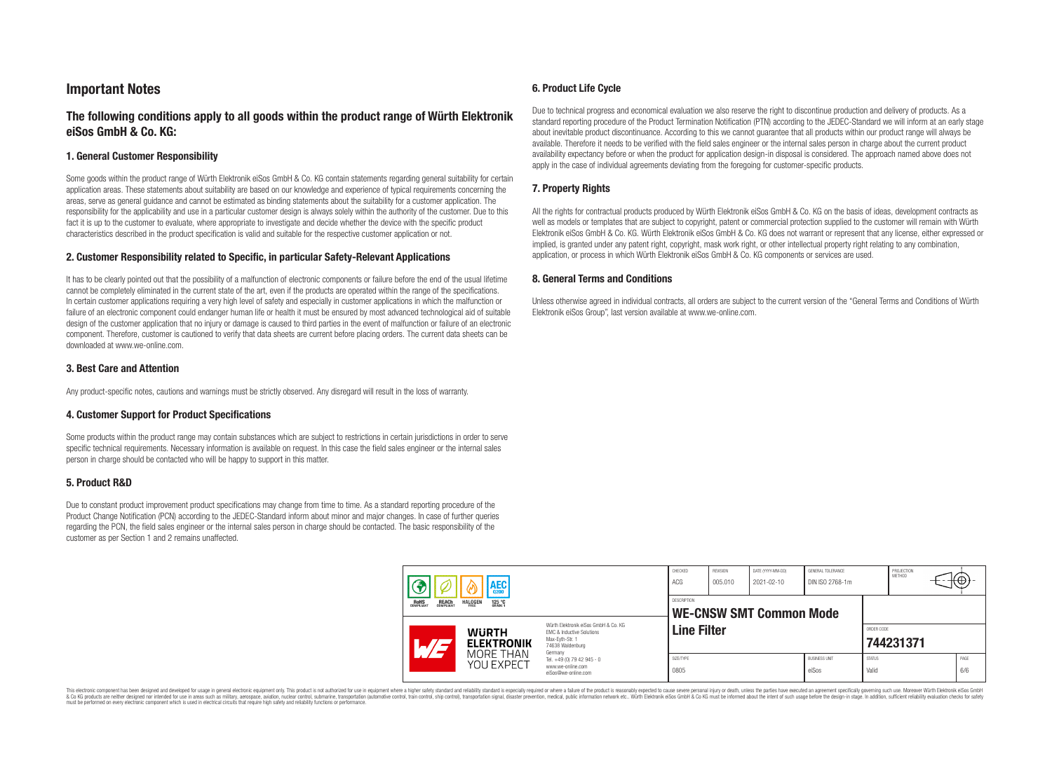# Important Notes

## The following conditions apply to all goods within the product range of Würth Elektronik eiSos GmbH & Co. KG:

### 1. General Customer Responsibility

Some goods within the product range of Würth Elektronik eiSos GmbH & Co. KG contain statements regarding general suitability for certain application areas. These statements about suitability are based on our knowledge and experience of typical requirements concerning the areas, serve as general guidance and cannot be estimated as binding statements about the suitability for a customer application. The responsibility for the applicability and use in a particular customer design is always solely within the authority of the customer. Due to this fact it is up to the customer to evaluate, where appropriate to investigate and decide whether the device with the specific product characteristics described in the product specification is valid and suitable for the respective customer application or not.

### 2. Customer Responsibility related to Specific, in particular Safety-Relevant Applications

It has to be clearly pointed out that the possibility of a malfunction of electronic components or failure before the end of the usual lifetime cannot be completely eliminated in the current state of the art, even if the products are operated within the range of the specifications. In certain customer applications requiring a very high level of safety and especially in customer applications in which the malfunction or failure of an electronic component could endanger human life or health it must be ensured by most advanced technological aid of suitable design of the customer application that no injury or damage is caused to third parties in the event of malfunction or failure of an electronic component. Therefore, customer is cautioned to verify that data sheets are current before placing orders. The current data sheets can be downloaded at www.we-online.com.

### 3. Best Care and Attention

Any product-specific notes, cautions and warnings must be strictly observed. Any disregard will result in the loss of warranty.

### 4. Customer Support for Product Specifications

Some products within the product range may contain substances which are subject to restrictions in certain jurisdictions in order to serve specific technical requirements. Necessary information is available on request. In this case the field sales engineer or the internal sales person in charge should be contacted who will be happy to support in this matter.

### 5. Product R&D

Due to constant product improvement product specifications may change from time to time. As a standard reporting procedure of the Product Change Notification (PCN) according to the JEDEC-Standard inform about minor and major changes. In case of further queries regarding the PCN, the field sales engineer or the internal sales person in charge should be contacted. The basic responsibility of the customer as per Section 1 and 2 remains unaffected.

### 6. Product Life Cycle

Due to technical progress and economical evaluation we also reserve the right to discontinue production and delivery of products. As a standard reporting procedure of the Product Termination Notification (PTN) according to the JEDEC-Standard we will inform at an early stage about inevitable product discontinuance. According to this we cannot guarantee that all products within our product range will always be available. Therefore it needs to be verified with the field sales engineer or the internal sales person in charge about the current product availability expectancy before or when the product for application design-in disposal is considered. The approach named above does not apply in the case of individual agreements deviating from the foregoing for customer-specific products.

### 7. Property Rights

All the rights for contractual products produced by Würth Elektronik eiSos GmbH & Co. KG on the basis of ideas, development contracts as well as models or templates that are subject to copyright, patent or commercial protection supplied to the customer will remain with Würth Elektronik eiSos GmbH & Co. KG. Würth Elektronik eiSos GmbH & Co. KG does not warrant or represent that any license, either expressed or implied, is granted under any patent right, copyright, mask work right, or other intellectual property right relating to any combination, application, or process in which Würth Elektronik eiSos GmbH & Co. KG components or services are used.

### 8. General Terms and Conditions

Unless otherwise agreed in individual contracts, all orders are subject to the current version of the "General Terms and Conditions of Würth Elektronik eiSos Group", last version available at www.we-online.com.

| | | | | | | |
|---|---|---|---|---|---|---|
| RoHS COMPLIANT, REACh COMPLIANT, HALOGEN FREE, AEC Q200, 125 °C GRADE 1 | CHECKED: ACG | REVISION: 005.010 | DATE (YYYY-MM-DD): 2021-02-10 | GENERAL TOLERANCE: DIN ISO 2768-1m | PROJECTION METHOD | |
| WÜRTH ELEKTRONIK MORE THAN YOU EXPECT — Würth Elektronik eiSos GmbH & Co. KG, EMC & Inductive Solutions, Max-Eyth-Str. 1, 74638 Waldenburg, Germany, Tel. +49 (0) 79 42 945 - 0, www.we-online.com, eiSos@we-online.com | DESCRIPTION: **WE-CNSW SMT Common Mode Line Filter** | | | | ORDER CODE: **744231371** | |
| | SIZE/TYPE: 0805 | | | BUSINESS UNIT: eiSos | STATUS: Valid | PAGE: 6/6 |

This electronic component has been designed and developed for usage in general electronic equipment only. This product is not authorized for use in equipment where a higher safety standard and reliability standard is especially required or where a failure of the product is reasonably expected to cause severe personal injury or death, unless the parties have executed an agreement specifically governing such use. Moreover Würth Elektronik eiSos GmbH & Co KG products are neither designed nor intended for use in areas such as military, aerospace, aviation, nuclear control, submarine, transportation (automotive control, train control, ship control), transportation signal, disaster prevention, medical, public information network etc.. Würth Elektronik eiSos GmbH & Co KG must be informed about the intent of such usage before the design-in stage. In addition, sufficient reliability evaluation checks for safety must be performed on every electronic component which is used in electrical circuits that require high safety and reliability functions or performance.